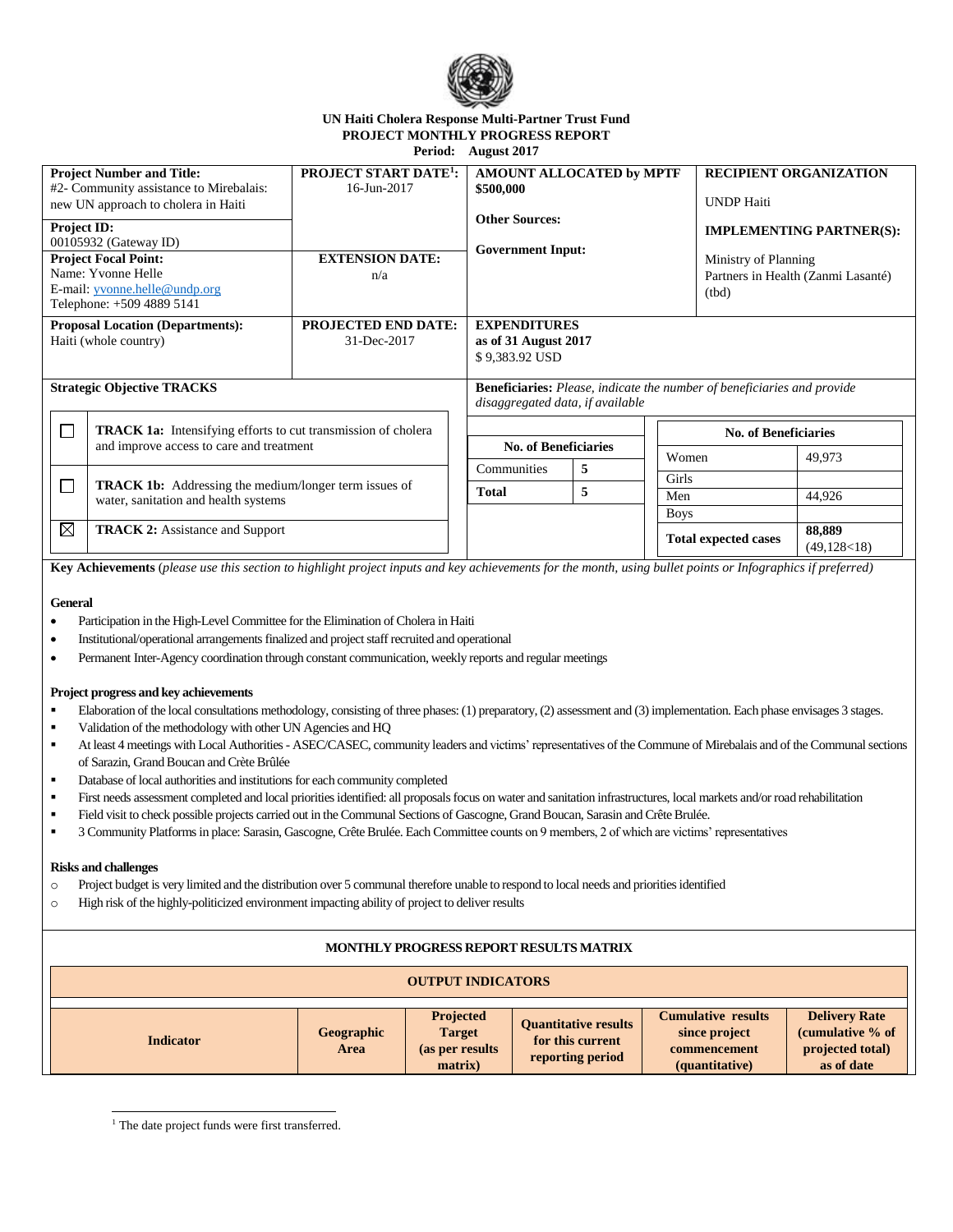**UN Haiti Cholera Response Multi-Partner Trust Fund**
**PROJECT MONTHLY PROGRESS REPORT**
**Period: August 2017**

| **Project Number and Title:** #2- Community assistance to Mirebalais: new UN approach to cholera in Haiti | **PROJECT START DATE[1]:** 16-Jun-2017 | **AMOUNT ALLOCATED by MPTF** **$500,000** **Other Sources:** **Government Input:** | **RECIPIENT ORGANIZATION** UNDP Haiti **IMPLEMENTING PARTNER(S):** Ministry of Planning Partners in Health (Zanmi Lasanté) (tbd) |
|---|---|---|---|
| **Project ID:** 00105932 (Gateway ID) | | | |
| **Project Focal Point:** Name: Yvonne Helle E-mail: yvonne.helle@undp.org Telephone: +509 4889 5141 | **EXTENSION DATE:** n/a | | |
| **Proposal Location (Departments):** Haiti (whole country) | **PROJECTED END DATE:** 31-Dec-2017 | **EXPENDITURES as of 31 August 2017** $ 9,383.92 USD | |

**Strategic Objective TRACKS**

| | |
|---|---|
| ☐ | **TRACK 1a:** Intensifying efforts to cut transmission of cholera and improve access to care and treatment |
| ☐ | **TRACK 1b:** Addressing the medium/longer term issues of water, sanitation and health systems |
| ☒ | **TRACK 2:** Assistance and Support |

**Beneficiaries:** *Please, indicate the number of beneficiaries and provide disaggregated data, if available*

| **No. of Beneficiaries** | |
|---|---|
| Communities | **5** |
| **Total** | **5** |

| **No. of Beneficiaries** | |
|---|---|
| Women | 49,973 |
| Girls | |
| Men | 44,926 |
| Boys | |
| **Total expected cases** | **88,889** (49,128<18) |

**Key Achievements** (*please use this section to highlight project inputs and key achievements for the month, using bullet points or Infographics if preferred)*

**General**

- Participation in the High-Level Committee for the Elimination of Cholera in Haiti
- Institutional/operational arrangements finalized and project staff recruited and operational
- Permanent Inter-Agency coordination through constant communication, weekly reports and regular meetings

**Project progress and key achievements**

- Elaboration of the local consultations methodology, consisting of three phases: (1) preparatory, (2) assessment and (3) implementation. Each phase envisages 3 stages.
- Validation of the methodology with other UN Agencies and HQ
- At least 4 meetings with Local Authorities - ASEC/CASEC, community leaders and victims' representatives of the Commune of Mirebalais and of the Communal sections of Sarazin, Grand Boucan and Crète Brûlée
- Database of local authorities and institutions for each community completed
- First needs assessment completed and local priorities identified: all proposals focus on water and sanitation infrastructures, local markets and/or road rehabilitation
- Field visit to check possible projects carried out in the Communal Sections of Gascogne, Grand Boucan, Sarasin and Crête Brulée.
- 3 Community Platforms in place: Sarasin, Gascogne, Crête Brulée. Each Committee counts on 9 members, 2 of which are victims' representatives

**Risks and challenges**

- Project budget is very limited and the distribution over 5 communal therefore unable to respond to local needs and priorities identified
- High risk of the highly-politicized environment impacting ability of project to deliver results

**MONTHLY PROGRESS REPORT RESULTS MATRIX**

| **OUTPUT INDICATORS** | | | | | |
|---|---|---|---|---|---|
| **Indicator** | **Geographic Area** | **Projected Target (as per results matrix)** | **Quantitative results for this current reporting period** | **Cumulative results since project commencement (quantitative)** | **Delivery Rate (cumulative % of projected total) as of date** |

[1] The date project funds were first transferred.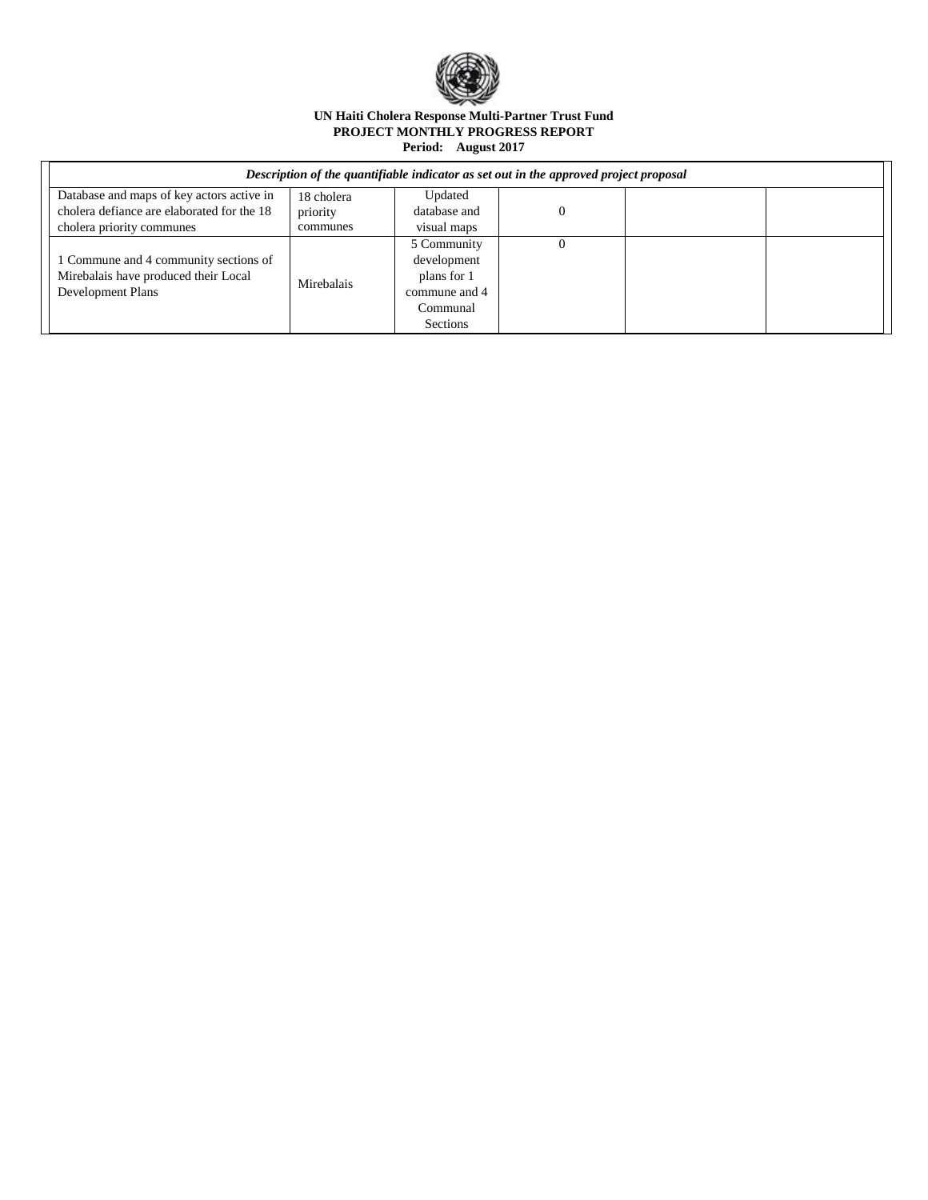**UN Haiti Cholera Response Multi-Partner Trust Fund**
**PROJECT MONTHLY PROGRESS REPORT**
**Period: August 2017**

| ***Description of the quantifiable indicator as set out in the approved project proposal*** | | | | | |
|---|---|---|---|---|---|
| Database and maps of key actors active in cholera defiance are elaborated for the 18 cholera priority communes | 18 cholera priority communes | Updated database and visual maps | 0 | | |
| 1 Commune and 4 community sections of Mirebalais have produced their Local Development Plans | Mirebalais | 5 Community development plans for 1 commune and 4 Communal Sections | 0 | | |